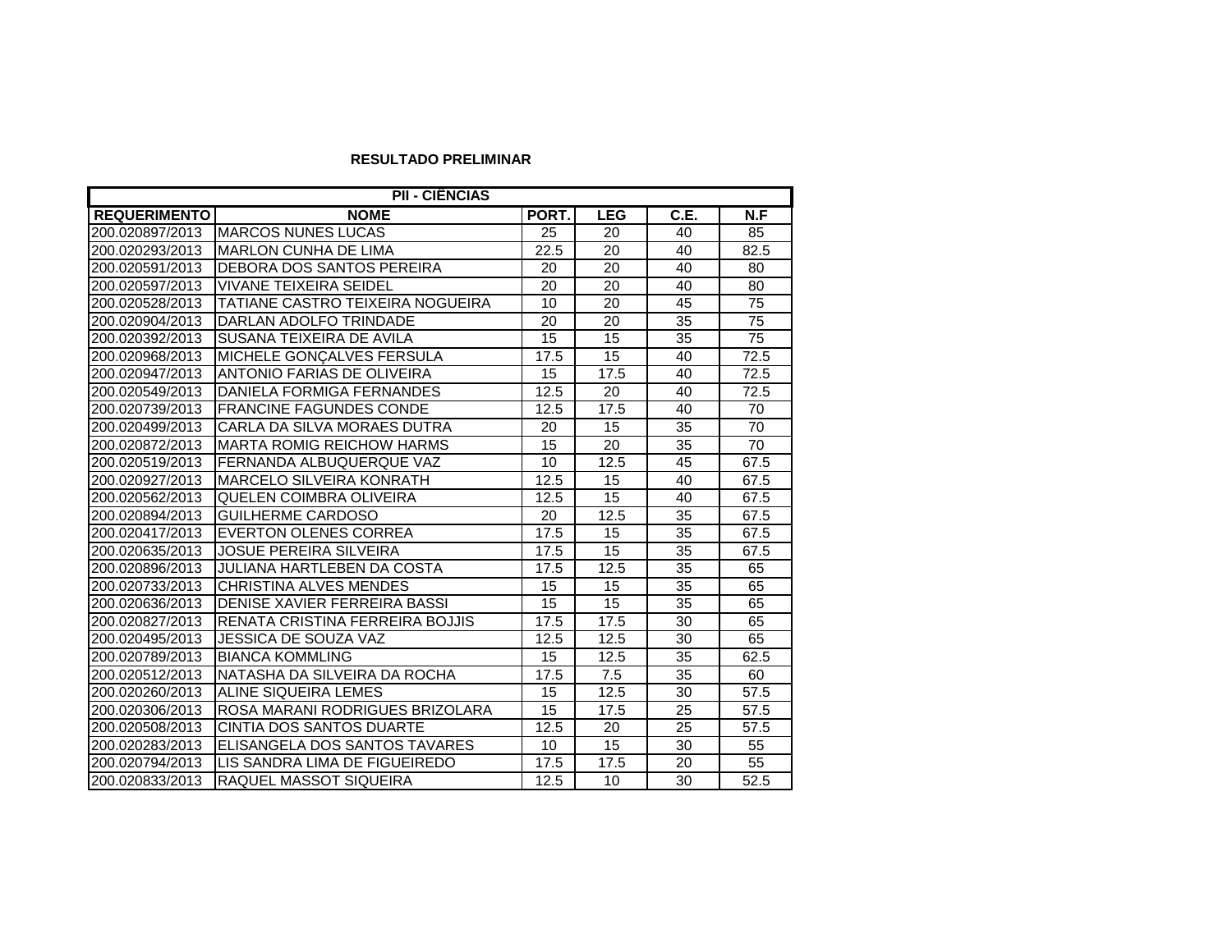**RESULTADO PRELIMINAR**

| PII - CIÊNCIAS | | | | | |
|---|---|---|---|---|---|
| **REQUERIMENTO** | **NOME** | **PORT.** | **LEG** | **C.E.** | **N.F** |
| 200.020897/2013 | MARCOS NUNES LUCAS | 25 | 20 | 40 | 85 |
| 200.020293/2013 | MARLON CUNHA DE LIMA | 22.5 | 20 | 40 | 82.5 |
| 200.020591/2013 | DEBORA DOS SANTOS PEREIRA | 20 | 20 | 40 | 80 |
| 200.020597/2013 | VIVANE TEIXEIRA SEIDEL | 20 | 20 | 40 | 80 |
| 200.020528/2013 | TATIANE CASTRO TEIXEIRA NOGUEIRA | 10 | 20 | 45 | 75 |
| 200.020904/2013 | DARLAN ADOLFO TRINDADE | 20 | 20 | 35 | 75 |
| 200.020392/2013 | SUSANA TEIXEIRA DE AVILA | 15 | 15 | 35 | 75 |
| 200.020968/2013 | MICHELE GONÇALVES FERSULA | 17.5 | 15 | 40 | 72.5 |
| 200.020947/2013 | ANTONIO FARIAS DE OLIVEIRA | 15 | 17.5 | 40 | 72.5 |
| 200.020549/2013 | DANIELA FORMIGA FERNANDES | 12.5 | 20 | 40 | 72.5 |
| 200.020739/2013 | FRANCINE FAGUNDES CONDE | 12.5 | 17.5 | 40 | 70 |
| 200.020499/2013 | CARLA DA SILVA MORAES DUTRA | 20 | 15 | 35 | 70 |
| 200.020872/2013 | MARTA ROMIG REICHOW HARMS | 15 | 20 | 35 | 70 |
| 200.020519/2013 | FERNANDA ALBUQUERQUE VAZ | 10 | 12.5 | 45 | 67.5 |
| 200.020927/2013 | MARCELO SILVEIRA KONRATH | 12.5 | 15 | 40 | 67.5 |
| 200.020562/2013 | QUELEN COIMBRA OLIVEIRA | 12.5 | 15 | 40 | 67.5 |
| 200.020894/2013 | GUILHERME CARDOSO | 20 | 12.5 | 35 | 67.5 |
| 200.020417/2013 | EVERTON OLENES CORREA | 17.5 | 15 | 35 | 67.5 |
| 200.020635/2013 | JOSUE PEREIRA SILVEIRA | 17.5 | 15 | 35 | 67.5 |
| 200.020896/2013 | JULIANA HARTLEBEN DA COSTA | 17.5 | 12.5 | 35 | 65 |
| 200.020733/2013 | CHRISTINA ALVES MENDES | 15 | 15 | 35 | 65 |
| 200.020636/2013 | DENISE XAVIER FERREIRA BASSI | 15 | 15 | 35 | 65 |
| 200.020827/2013 | RENATA CRISTINA FERREIRA BOJJIS | 17.5 | 17.5 | 30 | 65 |
| 200.020495/2013 | JESSICA DE SOUZA VAZ | 12.5 | 12.5 | 30 | 65 |
| 200.020789/2013 | BIANCA KOMMLING | 15 | 12.5 | 35 | 62.5 |
| 200.020512/2013 | NATASHA DA SILVEIRA DA ROCHA | 17.5 | 7.5 | 35 | 60 |
| 200.020260/2013 | ALINE SIQUEIRA LEMES | 15 | 12.5 | 30 | 57.5 |
| 200.020306/2013 | ROSA MARANI RODRIGUES BRIZOLARA | 15 | 17.5 | 25 | 57.5 |
| 200.020508/2013 | CINTIA DOS SANTOS DUARTE | 12.5 | 20 | 25 | 57.5 |
| 200.020283/2013 | ELISANGELA DOS SANTOS TAVARES | 10 | 15 | 30 | 55 |
| 200.020794/2013 | LIS SANDRA LIMA DE FIGUEIREDO | 17.5 | 17.5 | 20 | 55 |
| 200.020833/2013 | RAQUEL MASSOT SIQUEIRA | 12.5 | 10 | 30 | 52.5 |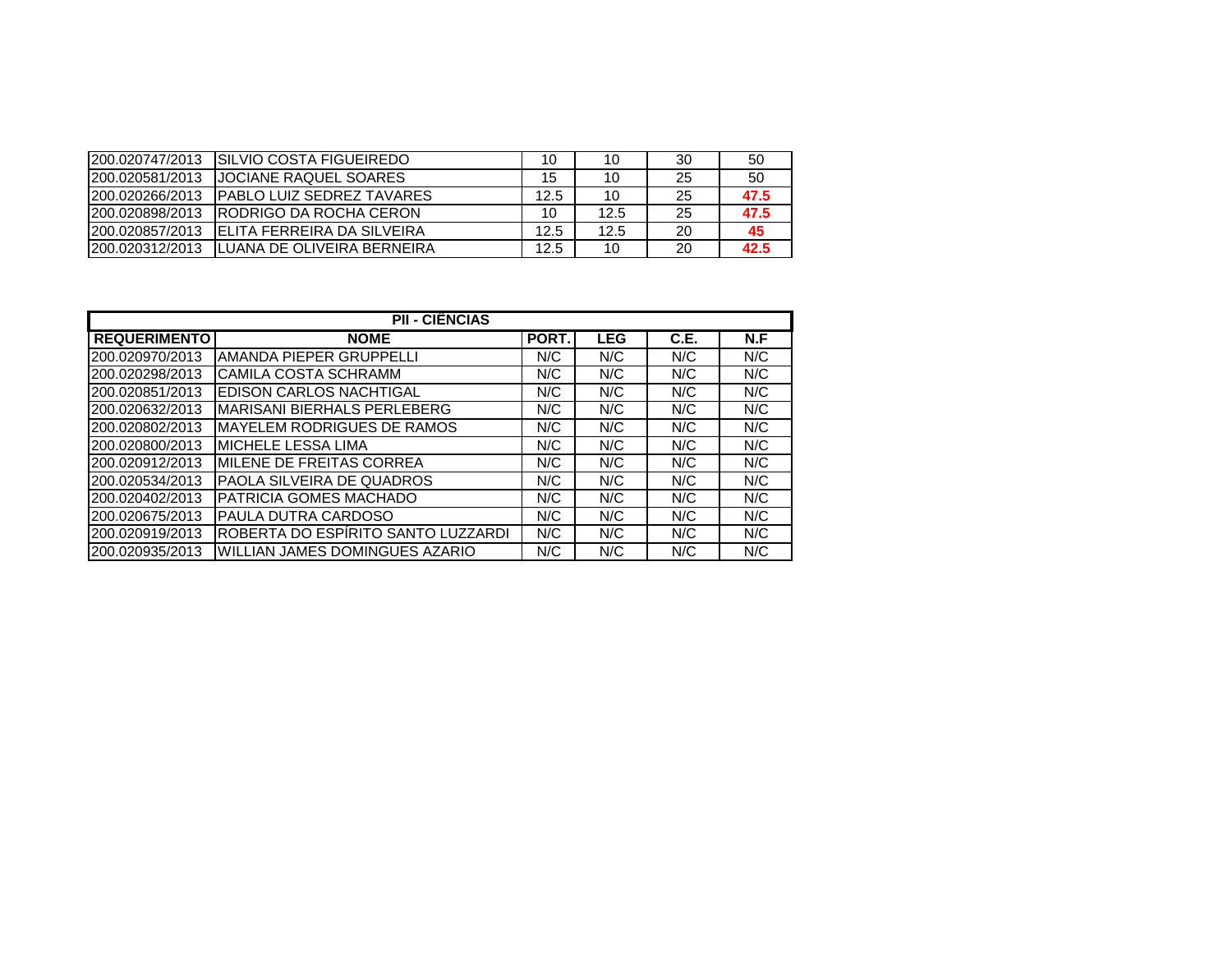| REQUERIMENTO | NOME | PORT. | LEG | C.E. | N.F |
| --- | --- | --- | --- | --- | --- |
| 200.020747/2013 | SILVIO COSTA FIGUEIREDO | 10 | 10 | 30 | 50 |
| 200.020581/2013 | JOCIANE RAQUEL SOARES | 15 | 10 | 25 | 50 |
| 200.020266/2013 | PABLO LUIZ SEDREZ TAVARES | 12.5 | 10 | 25 | **47.5** |
| 200.020898/2013 | RODRIGO DA ROCHA CERON | 10 | 12.5 | 25 | **47.5** |
| 200.020857/2013 | ELITA FERREIRA DA SILVEIRA | 12.5 | 12.5 | 20 | **45** |
| 200.020312/2013 | LUANA DE OLIVEIRA BERNEIRA | 12.5 | 10 | 20 | **42.5** |

**PII - CIÊNCIAS**

| REQUERIMENTO | NOME | PORT. | LEG | C.E. | N.F |
| --- | --- | --- | --- | --- | --- |
| 200.020970/2013 | AMANDA PIEPER GRUPPELLI | N/C | N/C | N/C | N/C |
| 200.020298/2013 | CAMILA COSTA SCHRAMM | N/C | N/C | N/C | N/C |
| 200.020851/2013 | EDISON CARLOS NACHTIGAL | N/C | N/C | N/C | N/C |
| 200.020632/2013 | MARISANI BIERHALS PERLEBERG | N/C | N/C | N/C | N/C |
| 200.020802/2013 | MAYELEM RODRIGUES DE RAMOS | N/C | N/C | N/C | N/C |
| 200.020800/2013 | MICHELE LESSA LIMA | N/C | N/C | N/C | N/C |
| 200.020912/2013 | MILENE DE FREITAS CORREA | N/C | N/C | N/C | N/C |
| 200.020534/2013 | PAOLA SILVEIRA DE QUADROS | N/C | N/C | N/C | N/C |
| 200.020402/2013 | PATRICIA GOMES MACHADO | N/C | N/C | N/C | N/C |
| 200.020675/2013 | PAULA DUTRA CARDOSO | N/C | N/C | N/C | N/C |
| 200.020919/2013 | ROBERTA DO ESPÍRITO SANTO LUZZARDI | N/C | N/C | N/C | N/C |
| 200.020935/2013 | WILLIAN JAMES DOMINGUES AZARIO | N/C | N/C | N/C | N/C |